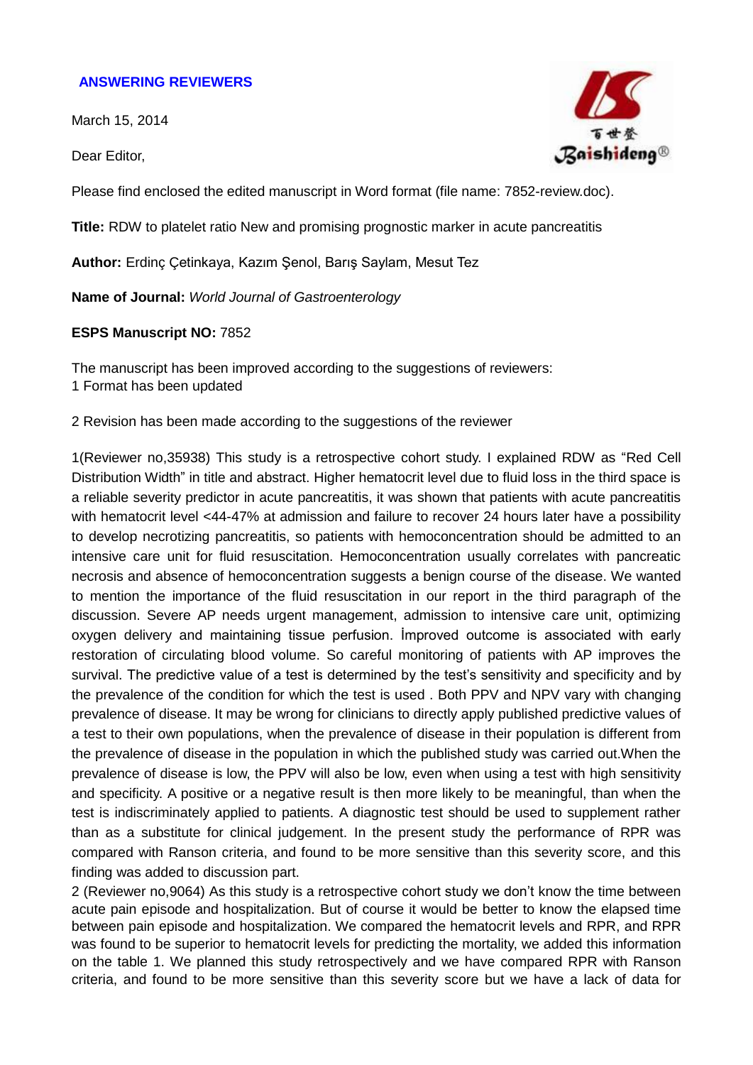## ANSWERING REVIEWERS

March 15, 2014

Dear Editor,

Please find enclosed the edited manuscript in Word format (file name: 7852-review.doc).

**Title:** RDW to platelet ratio New and promising prognostic marker in acute pancreatitis

**Author:** Erdinç Çetinkaya, Kazım Şenol, Barış Saylam, Mesut Tez

**Name of Journal:** *World Journal of Gastroenterology*

**ESPS Manuscript NO:** 7852

The manuscript has been improved according to the suggestions of reviewers:
1 Format has been updated

2 Revision has been made according to the suggestions of the reviewer

1(Reviewer no,35938) This study is a retrospective cohort study. I explained RDW as "Red Cell Distribution Width" in title and abstract. Higher hematocrit level due to fluid loss in the third space is a reliable severity predictor in acute pancreatitis, it was shown that patients with acute pancreatitis with hematocrit level <44-47% at admission and failure to recover 24 hours later have a possibility to develop necrotizing pancreatitis, so patients with hemoconcentration should be admitted to an intensive care unit for fluid resuscitation. Hemoconcentration usually correlates with pancreatic necrosis and absence of hemoconcentration suggests a benign course of the disease. We wanted to mention the importance of the fluid resuscitation in our report in the third paragraph of the discussion. Severe AP needs urgent management, admission to intensive care unit, optimizing oxygen delivery and maintaining tissue perfusion. İmproved outcome is associated with early restoration of circulating blood volume. So careful monitoring of patients with AP improves the survival. The predictive value of a test is determined by the test's sensitivity and specificity and by the prevalence of the condition for which the test is used . Both PPV and NPV vary with changing prevalence of disease. It may be wrong for clinicians to directly apply published predictive values of a test to their own populations, when the prevalence of disease in their population is different from the prevalence of disease in the population in which the published study was carried out.When the prevalence of disease is low, the PPV will also be low, even when using a test with high sensitivity and specificity. A positive or a negative result is then more likely to be meaningful, than when the test is indiscriminately applied to patients. A diagnostic test should be used to supplement rather than as a substitute for clinical judgement. In the present study the performance of RPR was compared with Ranson criteria, and found to be more sensitive than this severity score, and this finding was added to discussion part.

2 (Reviewer no,9064) As this study is a retrospective cohort study we don't know the time between acute pain episode and hospitalization. But of course it would be better to know the elapsed time between pain episode and hospitalization. We compared the hematocrit levels and RPR, and RPR was found to be superior to hematocrit levels for predicting the mortality, we added this information on the table 1. We planned this study retrospectively and we have compared RPR with Ranson criteria, and found to be more sensitive than this severity score but we have a lack of data for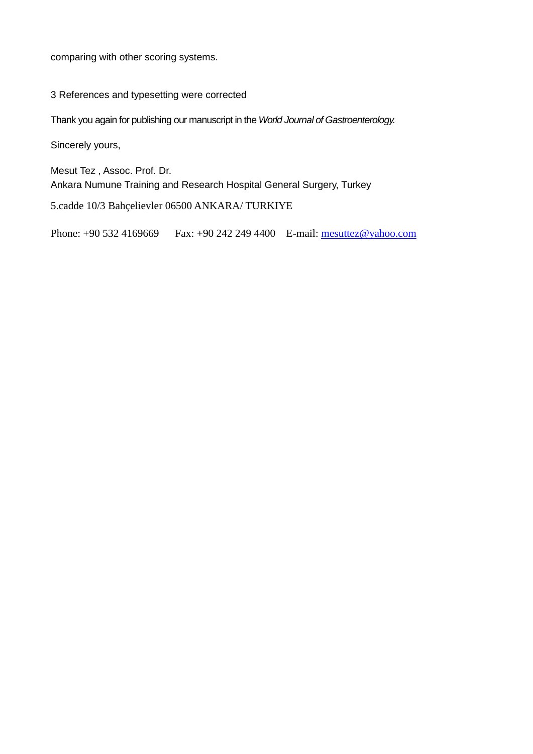comparing with other scoring systems.

3 References and typesetting were corrected

Thank you again for publishing our manuscript in the *World Journal of Gastroenterology.*

Sincerely yours,

Mesut Tez , Assoc. Prof. Dr.
Ankara Numune Training and Research Hospital General Surgery, Turkey

5.cadde 10/3 Bahçelievler 06500 ANKARA/ TURKIYE

Phone: +90 532 4169669 Fax: +90 242 249 4400 E-mail: mesuttez@yahoo.com